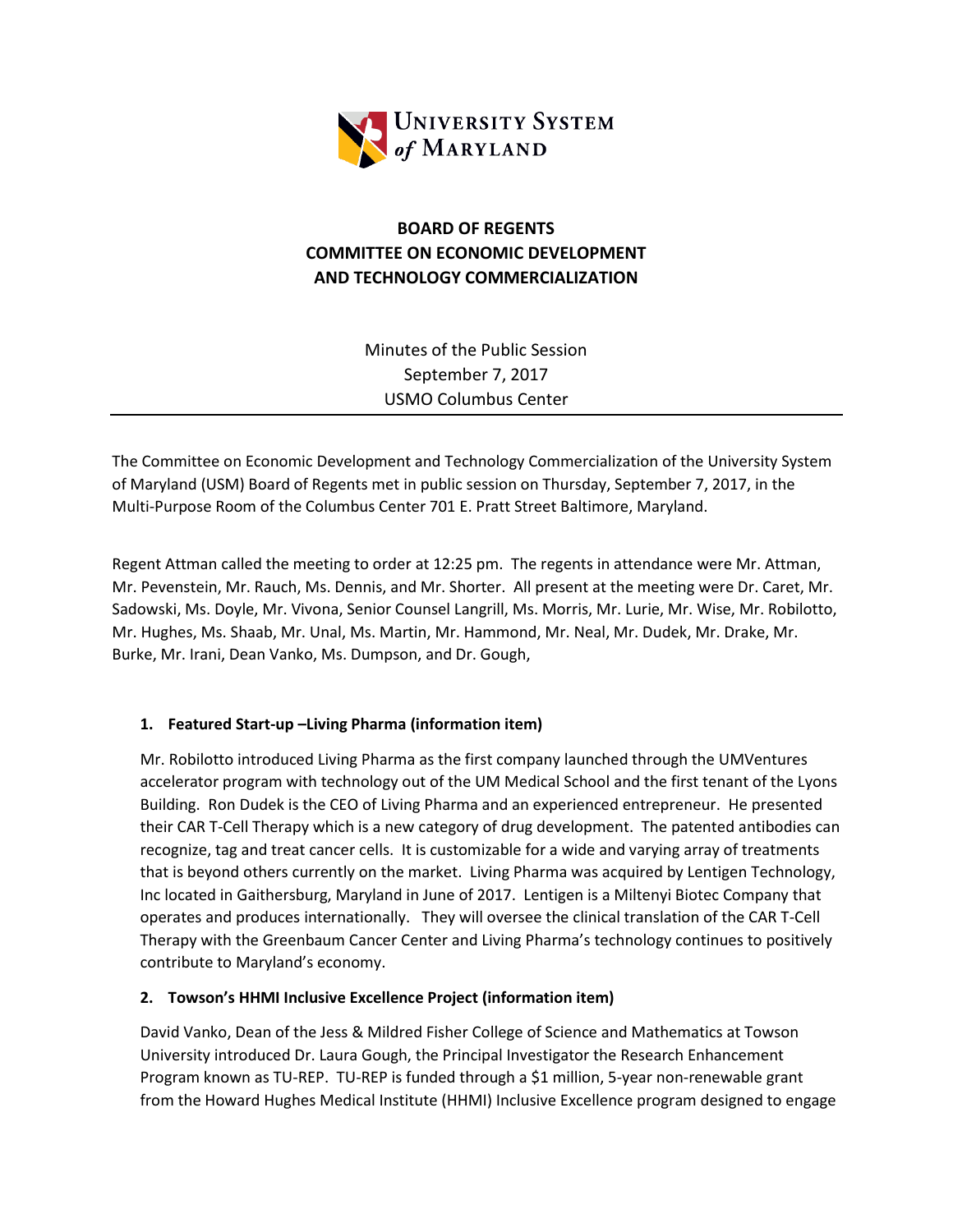UNIVERSITY SYSTEM *of* MARYLAND

# BOARD OF REGENTS
# COMMITTEE ON ECONOMIC DEVELOPMENT AND TECHNOLOGY COMMERCIALIZATION

Minutes of the Public Session
September 7, 2017
USMO Columbus Center

---

The Committee on Economic Development and Technology Commercialization of the University System of Maryland (USM) Board of Regents met in public session on Thursday, September 7, 2017, in the Multi-Purpose Room of the Columbus Center 701 E. Pratt Street Baltimore, Maryland.

Regent Attman called the meeting to order at 12:25 pm. The regents in attendance were Mr. Attman, Mr. Pevenstein, Mr. Rauch, Ms. Dennis, and Mr. Shorter. All present at the meeting were Dr. Caret, Mr. Sadowski, Ms. Doyle, Mr. Vivona, Senior Counsel Langrill, Ms. Morris, Mr. Lurie, Mr. Wise, Mr. Robilotto, Mr. Hughes, Ms. Shaab, Mr. Unal, Ms. Martin, Mr. Hammond, Mr. Neal, Mr. Dudek, Mr. Drake, Mr. Burke, Mr. Irani, Dean Vanko, Ms. Dumpson, and Dr. Gough,

**1. Featured Start-up –Living Pharma (information item)**

Mr. Robilotto introduced Living Pharma as the first company launched through the UMVentures accelerator program with technology out of the UM Medical School and the first tenant of the Lyons Building. Ron Dudek is the CEO of Living Pharma and an experienced entrepreneur. He presented their CAR T-Cell Therapy which is a new category of drug development. The patented antibodies can recognize, tag and treat cancer cells. It is customizable for a wide and varying array of treatments that is beyond others currently on the market. Living Pharma was acquired by Lentigen Technology, Inc located in Gaithersburg, Maryland in June of 2017. Lentigen is a Miltenyi Biotec Company that operates and produces internationally. They will oversee the clinical translation of the CAR T-Cell Therapy with the Greenbaum Cancer Center and Living Pharma's technology continues to positively contribute to Maryland's economy.

**2. Towson's HHMI Inclusive Excellence Project (information item)**

David Vanko, Dean of the Jess & Mildred Fisher College of Science and Mathematics at Towson University introduced Dr. Laura Gough, the Principal Investigator the Research Enhancement Program known as TU-REP. TU-REP is funded through a $1 million, 5-year non-renewable grant from the Howard Hughes Medical Institute (HHMI) Inclusive Excellence program designed to engage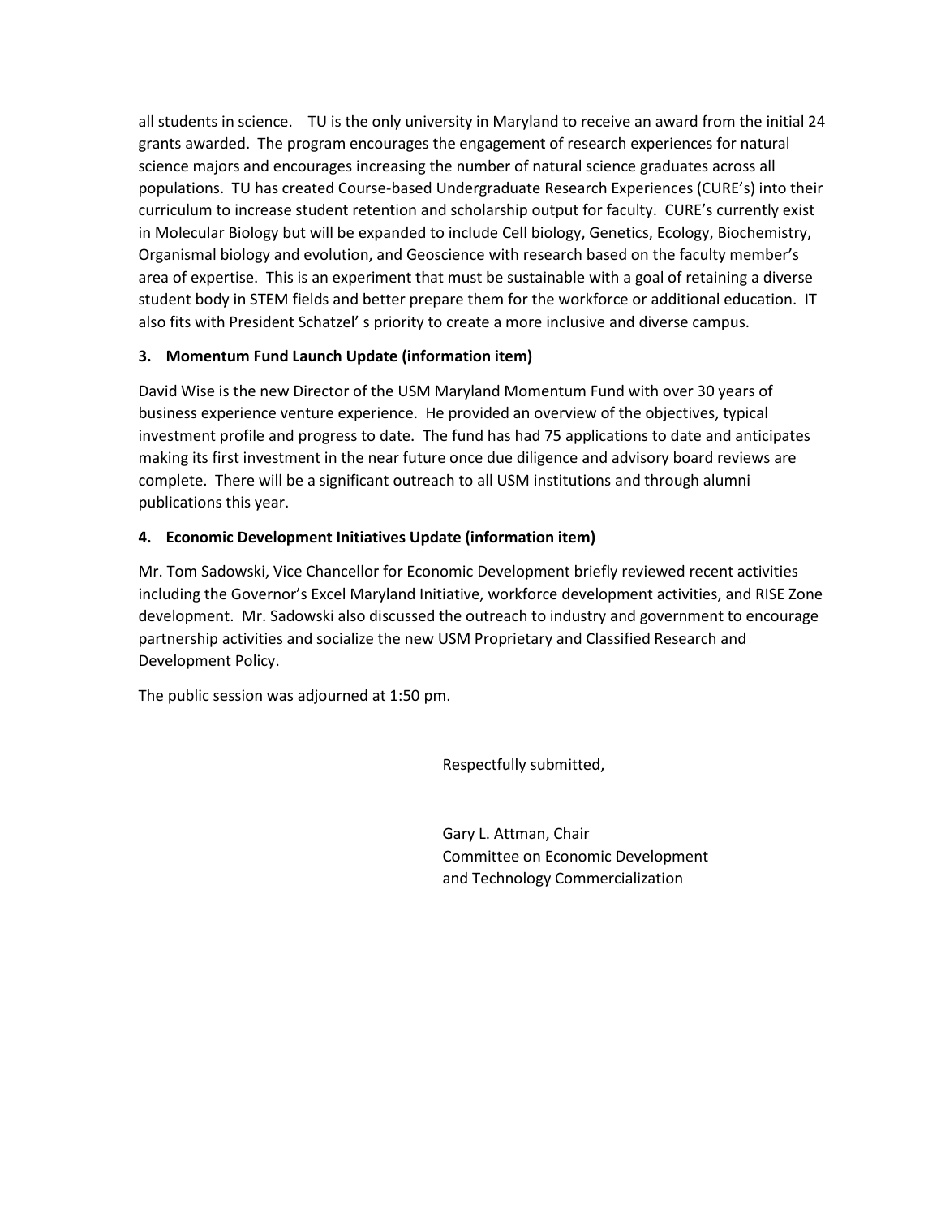all students in science. TU is the only university in Maryland to receive an award from the initial 24 grants awarded. The program encourages the engagement of research experiences for natural science majors and encourages increasing the number of natural science graduates across all populations. TU has created Course-based Undergraduate Research Experiences (CURE's) into their curriculum to increase student retention and scholarship output for faculty. CURE's currently exist in Molecular Biology but will be expanded to include Cell biology, Genetics, Ecology, Biochemistry, Organismal biology and evolution, and Geoscience with research based on the faculty member's area of expertise. This is an experiment that must be sustainable with a goal of retaining a diverse student body in STEM fields and better prepare them for the workforce or additional education. IT also fits with President Schatzel' s priority to create a more inclusive and diverse campus.

**3. Momentum Fund Launch Update (information item)**

David Wise is the new Director of the USM Maryland Momentum Fund with over 30 years of business experience venture experience. He provided an overview of the objectives, typical investment profile and progress to date. The fund has had 75 applications to date and anticipates making its first investment in the near future once due diligence and advisory board reviews are complete. There will be a significant outreach to all USM institutions and through alumni publications this year.

**4. Economic Development Initiatives Update (information item)**

Mr. Tom Sadowski, Vice Chancellor for Economic Development briefly reviewed recent activities including the Governor's Excel Maryland Initiative, workforce development activities, and RISE Zone development. Mr. Sadowski also discussed the outreach to industry and government to encourage partnership activities and socialize the new USM Proprietary and Classified Research and Development Policy.

The public session was adjourned at 1:50 pm.

Respectfully submitted,

Gary L. Attman, Chair
Committee on Economic Development
and Technology Commercialization